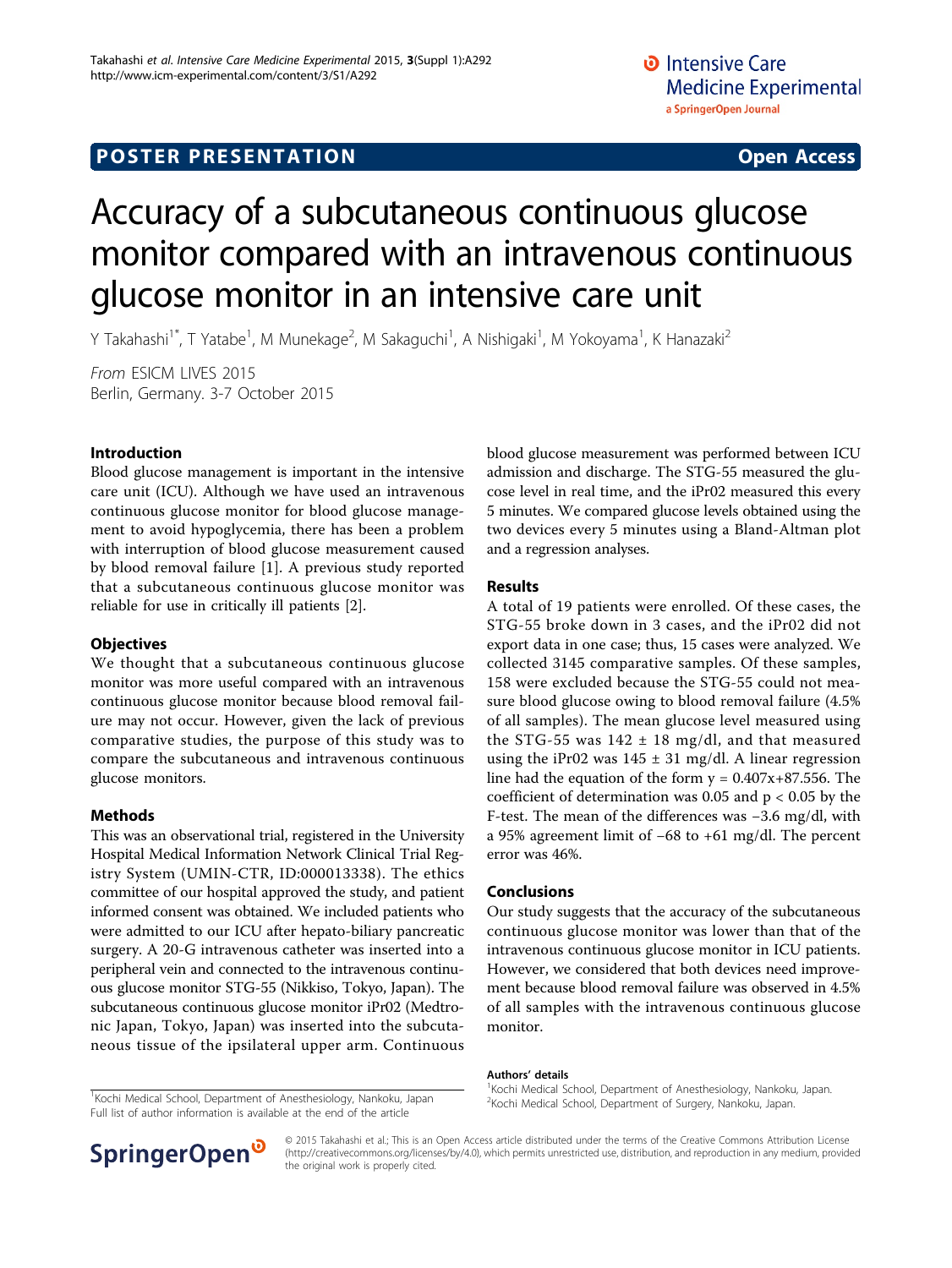POSTER PRESENTATION **Open Access**

# Accuracy of a subcutaneous continuous glucose monitor compared with an intravenous continuous glucose monitor in an intensive care unit

Y Takahashi[1*], T Yatabe[1], M Munekage[2], M Sakaguchi[1], A Nishigaki[1], M Yokoyama[1], K Hanazaki[2]

*From* ESICM LIVES 2015
Berlin, Germany. 3-7 October 2015

## Introduction

Blood glucose management is important in the intensive care unit (ICU). Although we have used an intravenous continuous glucose monitor for blood glucose management to avoid hypoglycemia, there has been a problem with interruption of blood glucose measurement caused by blood removal failure [1]. A previous study reported that a subcutaneous continuous glucose monitor was reliable for use in critically ill patients [2].

## Objectives

We thought that a subcutaneous continuous glucose monitor was more useful compared with an intravenous continuous glucose monitor because blood removal failure may not occur. However, given the lack of previous comparative studies, the purpose of this study was to compare the subcutaneous and intravenous continuous glucose monitors.

## Methods

This was an observational trial, registered in the University Hospital Medical Information Network Clinical Trial Registry System (UMIN-CTR, ID:000013338). The ethics committee of our hospital approved the study, and patient informed consent was obtained. We included patients who were admitted to our ICU after hepato-biliary pancreatic surgery. A 20-G intravenous catheter was inserted into a peripheral vein and connected to the intravenous continuous glucose monitor STG-55 (Nikkiso, Tokyo, Japan). The subcutaneous continuous glucose monitor iPr02 (Medtronic Japan, Tokyo, Japan) was inserted into the subcutaneous tissue of the ipsilateral upper arm. Continuous blood glucose measurement was performed between ICU admission and discharge. The STG-55 measured the glucose level in real time, and the iPr02 measured this every 5 minutes. We compared glucose levels obtained using the two devices every 5 minutes using a Bland-Altman plot and a regression analyses.

## Results

A total of 19 patients were enrolled. Of these cases, the STG-55 broke down in 3 cases, and the iPr02 did not export data in one case; thus, 15 cases were analyzed. We collected 3145 comparative samples. Of these samples, 158 were excluded because the STG-55 could not measure blood glucose owing to blood removal failure (4.5% of all samples). The mean glucose level measured using the STG-55 was 142 ± 18 mg/dl, and that measured using the iPr02 was 145 ± 31 mg/dl. A linear regression line had the equation of the form $y = 0.407x+87.556$. The coefficient of determination was 0.05 and $p < 0.05$ by the F-test. The mean of the differences was −3.6 mg/dl, with a 95% agreement limit of −68 to +61 mg/dl. The percent error was 46%.

## Conclusions

Our study suggests that the accuracy of the subcutaneous continuous glucose monitor was lower than that of the intravenous continuous glucose monitor in ICU patients. However, we considered that both devices need improvement because blood removal failure was observed in 4.5% of all samples with the intravenous continuous glucose monitor.

**Authors' details**
[1]Kochi Medical School, Department of Anesthesiology, Nankoku, Japan.
[2]Kochi Medical School, Department of Surgery, Nankoku, Japan.

[1]Kochi Medical School, Department of Anesthesiology, Nankoku, Japan
Full list of author information is available at the end of the article

© 2015 Takahashi et al.; This is an Open Access article distributed under the terms of the Creative Commons Attribution License (http://creativecommons.org/licenses/by/4.0), which permits unrestricted use, distribution, and reproduction in any medium, provided the original work is properly cited.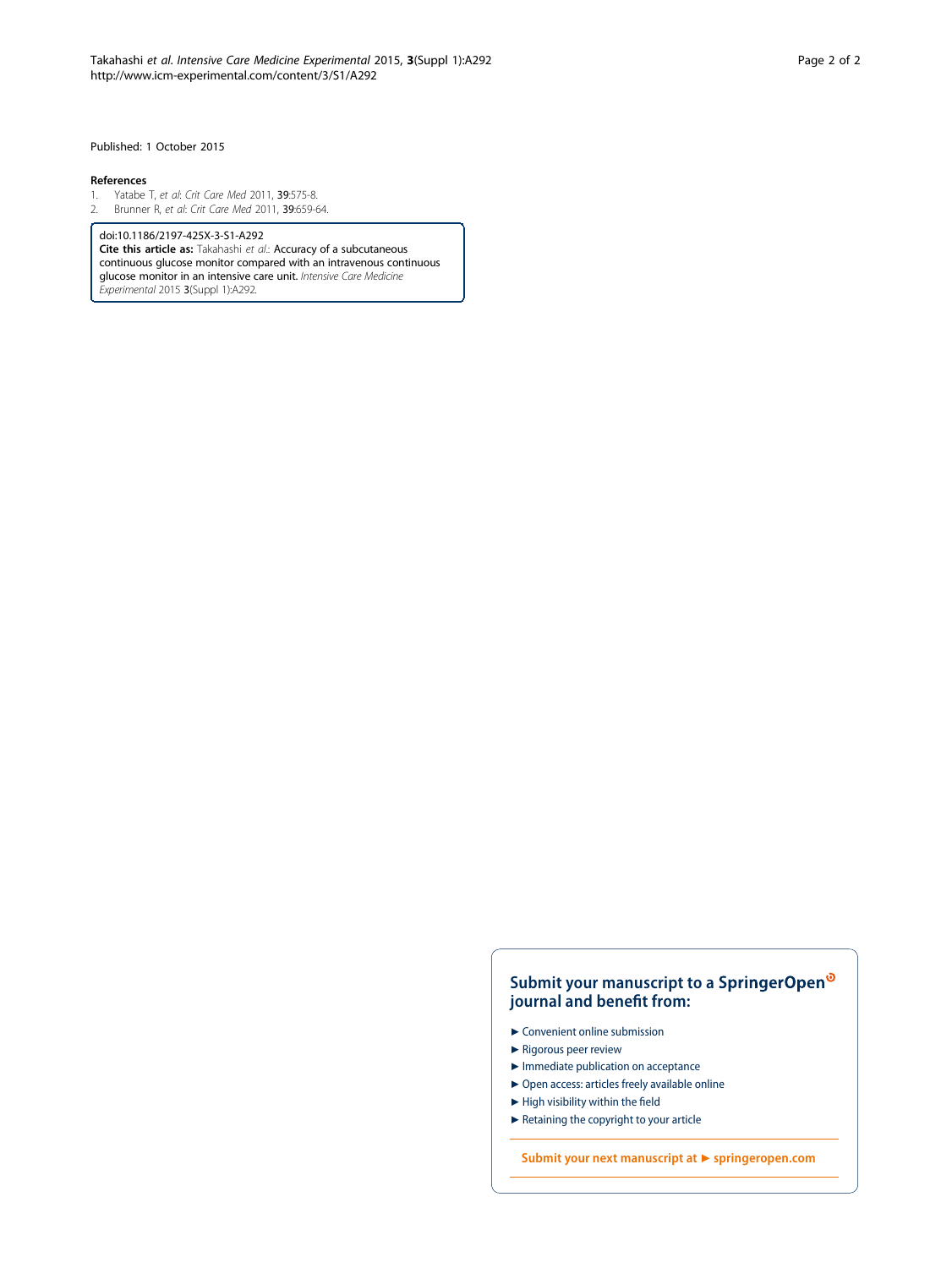Published: 1 October 2015

**References**

1. Yatabe T, *et al*: *Crit Care Med* 2011, **39**:575-8.
2. Brunner R, *et al*: *Crit Care Med* 2011, **39**:659-64.

doi:10.1186/2197-425X-3-S1-A292
**Cite this article as:** Takahashi *et al.*: Accuracy of a subcutaneous continuous glucose monitor compared with an intravenous continuous glucose monitor in an intensive care unit. *Intensive Care Medicine Experimental* 2015 **3**(Suppl 1):A292.

**Submit your manuscript to a SpringerOpen journal and benefit from:**

- ► Convenient online submission
- ► Rigorous peer review
- ► Immediate publication on acceptance
- ► Open access: articles freely available online
- ► High visibility within the field
- ► Retaining the copyright to your article

**Submit your next manuscript at ► springeropen.com**